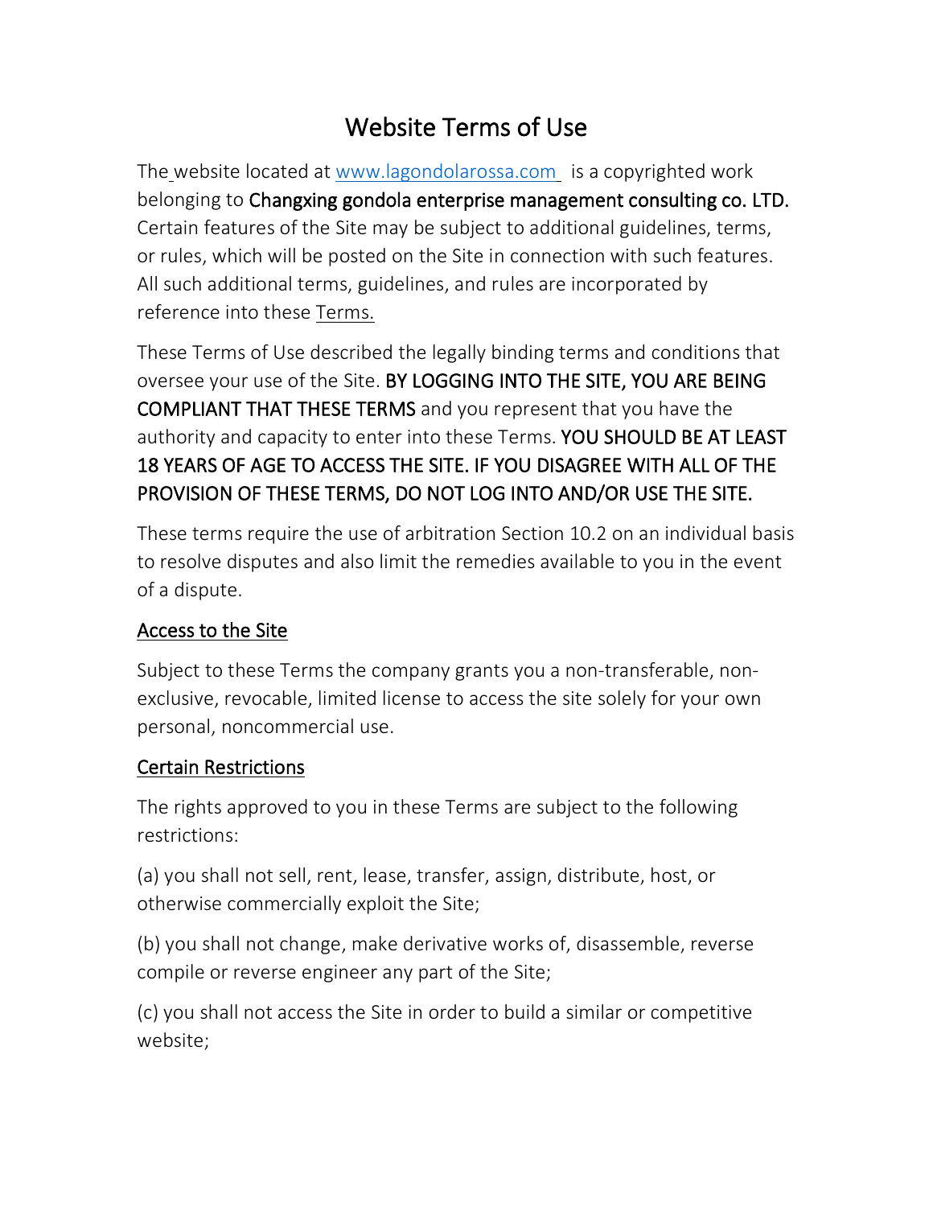# Website Terms of Use

The website located at www.lagondolarossa.com is a copyrighted work belonging to Changxing gondola enterprise management consulting co. LTD. Certain features of the Site may be subject to additional guidelines, terms, or rules, which will be posted on the Site in connection with such features. All such additional terms, guidelines, and rules are incorporated by reference into these Terms.

These Terms of Use described the legally binding terms and conditions that oversee your use of the Site. BY LOGGING INTO THE SITE, YOU ARE BEING COMPLIANT THAT THESE TERMS and you represent that you have the authority and capacity to enter into these Terms. YOU SHOULD BE AT LEAST 18 YEARS OF AGE TO ACCESS THE SITE. IF YOU DISAGREE WITH ALL OF THE PROVISION OF THESE TERMS, DO NOT LOG INTO AND/OR USE THE SITE.

These terms require the use of arbitration Section 10.2 on an individual basis to resolve disputes and also limit the remedies available to you in the event of a dispute.

## Access to the Site

Subject to these Terms the company grants you a non-transferable, non-exclusive, revocable, limited license to access the site solely for your own personal, noncommercial use.

## Certain Restrictions

The rights approved to you in these Terms are subject to the following restrictions:

(a) you shall not sell, rent, lease, transfer, assign, distribute, host, or otherwise commercially exploit the Site;

(b) you shall not change, make derivative works of, disassemble, reverse compile or reverse engineer any part of the Site;

(c) you shall not access the Site in order to build a similar or competitive website;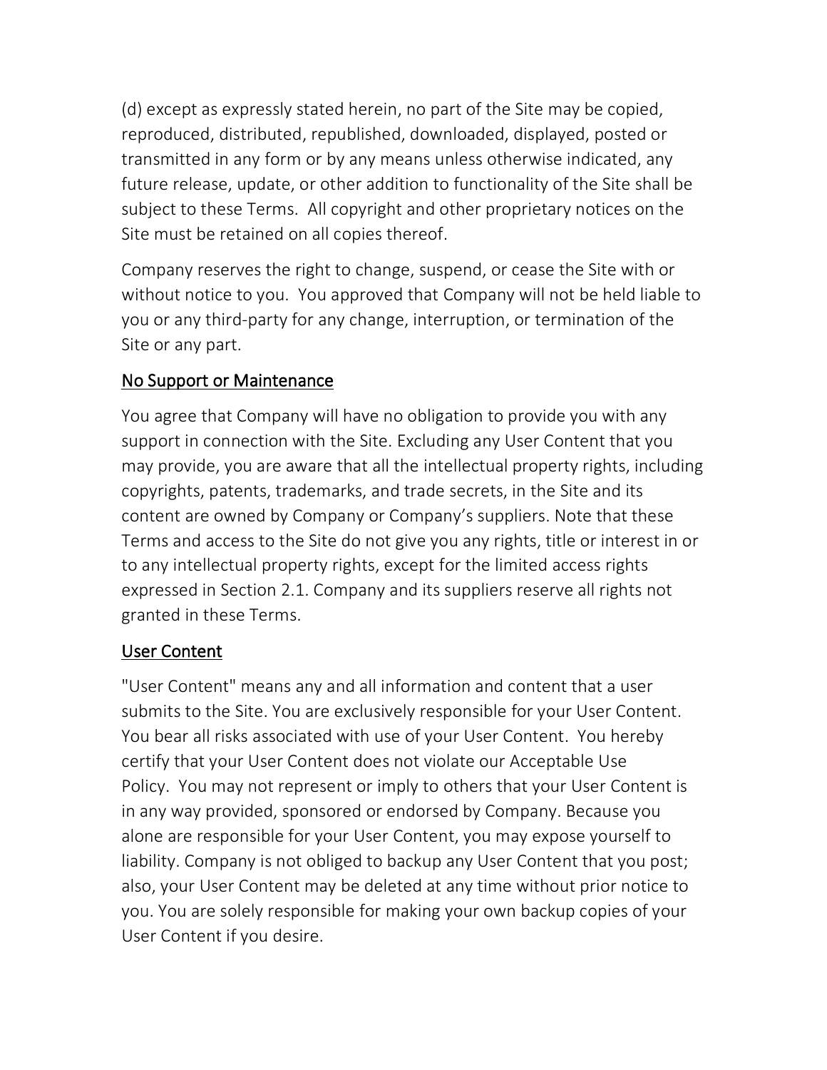(d) except as expressly stated herein, no part of the Site may be copied, reproduced, distributed, republished, downloaded, displayed, posted or transmitted in any form or by any means unless otherwise indicated, any future release, update, or other addition to functionality of the Site shall be subject to these Terms. All copyright and other proprietary notices on the Site must be retained on all copies thereof.

Company reserves the right to change, suspend, or cease the Site with or without notice to you. You approved that Company will not be held liable to you or any third-party for any change, interruption, or termination of the Site or any part.

## No Support or Maintenance

You agree that Company will have no obligation to provide you with any support in connection with the Site. Excluding any User Content that you may provide, you are aware that all the intellectual property rights, including copyrights, patents, trademarks, and trade secrets, in the Site and its content are owned by Company or Company's suppliers. Note that these Terms and access to the Site do not give you any rights, title or interest in or to any intellectual property rights, except for the limited access rights expressed in Section 2.1. Company and its suppliers reserve all rights not granted in these Terms.

## User Content

"User Content" means any and all information and content that a user submits to the Site. You are exclusively responsible for your User Content. You bear all risks associated with use of your User Content. You hereby certify that your User Content does not violate our Acceptable Use Policy. You may not represent or imply to others that your User Content is in any way provided, sponsored or endorsed by Company. Because you alone are responsible for your User Content, you may expose yourself to liability. Company is not obliged to backup any User Content that you post; also, your User Content may be deleted at any time without prior notice to you. You are solely responsible for making your own backup copies of your User Content if you desire.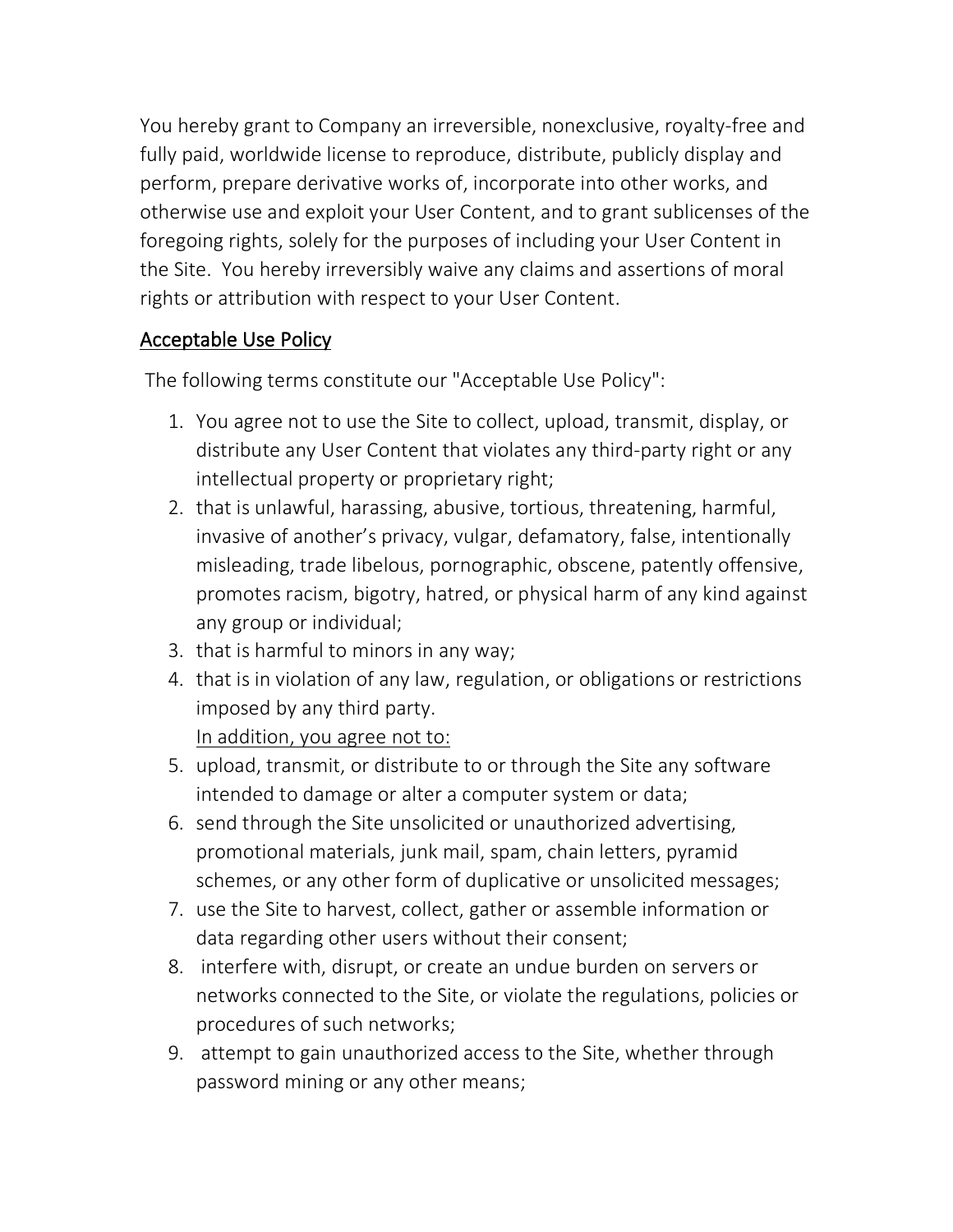You hereby grant to Company an irreversible, nonexclusive, royalty-free and fully paid, worldwide license to reproduce, distribute, publicly display and perform, prepare derivative works of, incorporate into other works, and otherwise use and exploit your User Content, and to grant sublicenses of the foregoing rights, solely for the purposes of including your User Content in the Site. You hereby irreversibly waive any claims and assertions of moral rights or attribution with respect to your User Content.

## Acceptable Use Policy

The following terms constitute our "Acceptable Use Policy":

1. You agree not to use the Site to collect, upload, transmit, display, or distribute any User Content that violates any third-party right or any intellectual property or proprietary right;
2. that is unlawful, harassing, abusive, tortious, threatening, harmful, invasive of another's privacy, vulgar, defamatory, false, intentionally misleading, trade libelous, pornographic, obscene, patently offensive, promotes racism, bigotry, hatred, or physical harm of any kind against any group or individual;
3. that is harmful to minors in any way;
4. that is in violation of any law, regulation, or obligations or restrictions imposed by any third party.
   In addition, you agree not to:
5. upload, transmit, or distribute to or through the Site any software intended to damage or alter a computer system or data;
6. send through the Site unsolicited or unauthorized advertising, promotional materials, junk mail, spam, chain letters, pyramid schemes, or any other form of duplicative or unsolicited messages;
7. use the Site to harvest, collect, gather or assemble information or data regarding other users without their consent;
8. interfere with, disrupt, or create an undue burden on servers or networks connected to the Site, or violate the regulations, policies or procedures of such networks;
9. attempt to gain unauthorized access to the Site, whether through password mining or any other means;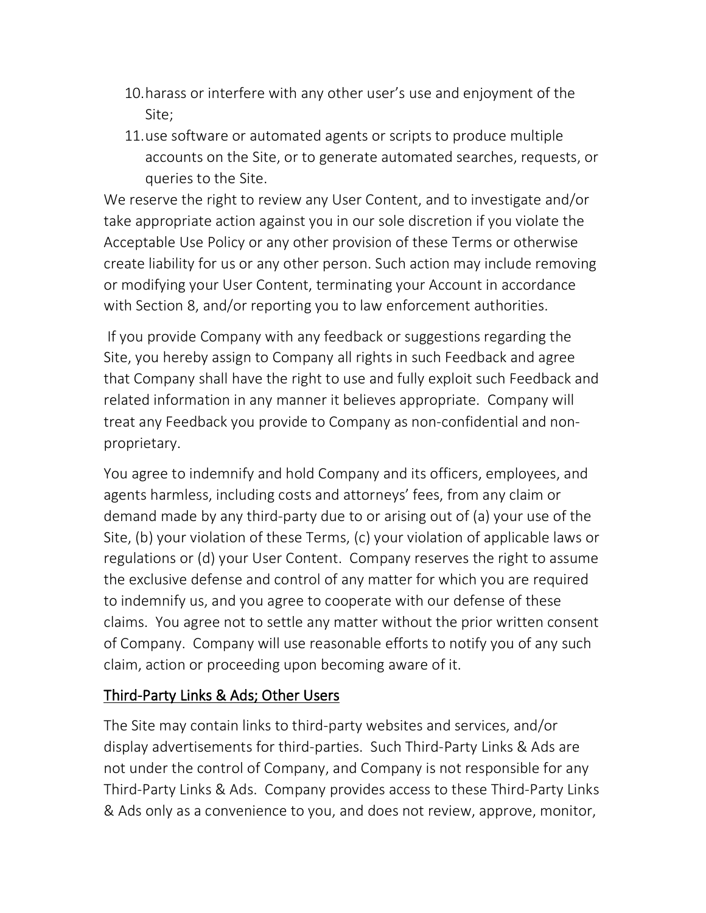10. harass or interfere with any other user's use and enjoyment of the Site;
11. use software or automated agents or scripts to produce multiple accounts on the Site, or to generate automated searches, requests, or queries to the Site.

We reserve the right to review any User Content, and to investigate and/or take appropriate action against you in our sole discretion if you violate the Acceptable Use Policy or any other provision of these Terms or otherwise create liability for us or any other person. Such action may include removing or modifying your User Content, terminating your Account in accordance with Section 8, and/or reporting you to law enforcement authorities.

If you provide Company with any feedback or suggestions regarding the Site, you hereby assign to Company all rights in such Feedback and agree that Company shall have the right to use and fully exploit such Feedback and related information in any manner it believes appropriate. Company will treat any Feedback you provide to Company as non-confidential and non-proprietary.

You agree to indemnify and hold Company and its officers, employees, and agents harmless, including costs and attorneys' fees, from any claim or demand made by any third-party due to or arising out of (a) your use of the Site, (b) your violation of these Terms, (c) your violation of applicable laws or regulations or (d) your User Content. Company reserves the right to assume the exclusive defense and control of any matter for which you are required to indemnify us, and you agree to cooperate with our defense of these claims. You agree not to settle any matter without the prior written consent of Company. Company will use reasonable efforts to notify you of any such claim, action or proceeding upon becoming aware of it.

## Third-Party Links & Ads; Other Users

The Site may contain links to third-party websites and services, and/or display advertisements for third-parties. Such Third-Party Links & Ads are not under the control of Company, and Company is not responsible for any Third-Party Links & Ads. Company provides access to these Third-Party Links & Ads only as a convenience to you, and does not review, approve, monitor,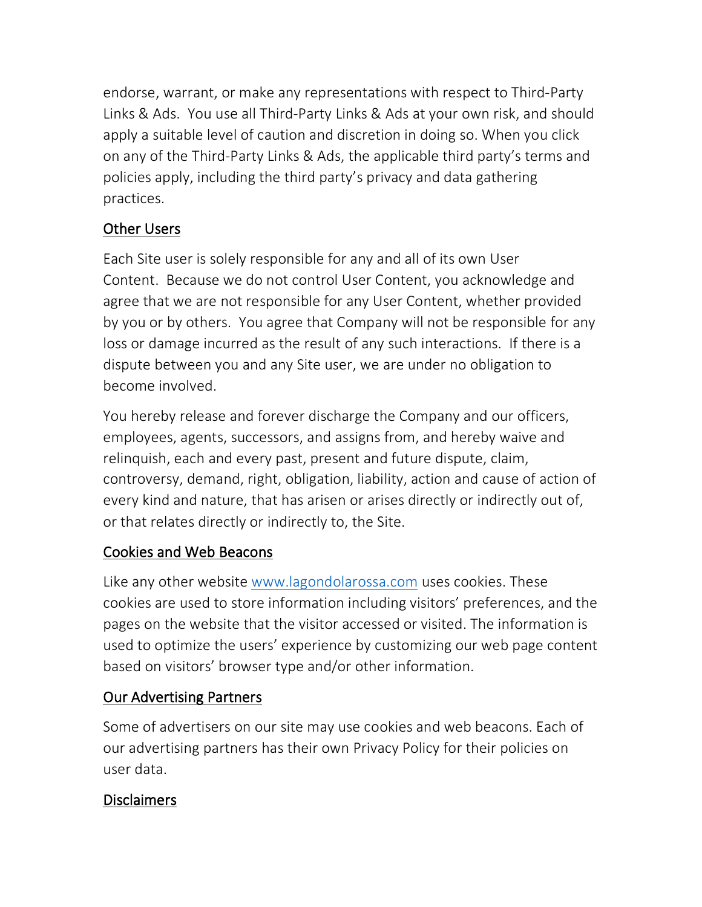endorse, warrant, or make any representations with respect to Third-Party Links & Ads. You use all Third-Party Links & Ads at your own risk, and should apply a suitable level of caution and discretion in doing so. When you click on any of the Third-Party Links & Ads, the applicable third party's terms and policies apply, including the third party's privacy and data gathering practices.

## Other Users

Each Site user is solely responsible for any and all of its own User Content. Because we do not control User Content, you acknowledge and agree that we are not responsible for any User Content, whether provided by you or by others. You agree that Company will not be responsible for any loss or damage incurred as the result of any such interactions. If there is a dispute between you and any Site user, we are under no obligation to become involved.

You hereby release and forever discharge the Company and our officers, employees, agents, successors, and assigns from, and hereby waive and relinquish, each and every past, present and future dispute, claim, controversy, demand, right, obligation, liability, action and cause of action of every kind and nature, that has arisen or arises directly or indirectly out of, or that relates directly or indirectly to, the Site.

## Cookies and Web Beacons

Like any other website [www.lagondolarossa.com](http://www.lagondolarossa.com) uses cookies. These cookies are used to store information including visitors' preferences, and the pages on the website that the visitor accessed or visited. The information is used to optimize the users' experience by customizing our web page content based on visitors' browser type and/or other information.

## Our Advertising Partners

Some of advertisers on our site may use cookies and web beacons. Each of our advertising partners has their own Privacy Policy for their policies on user data.

## Disclaimers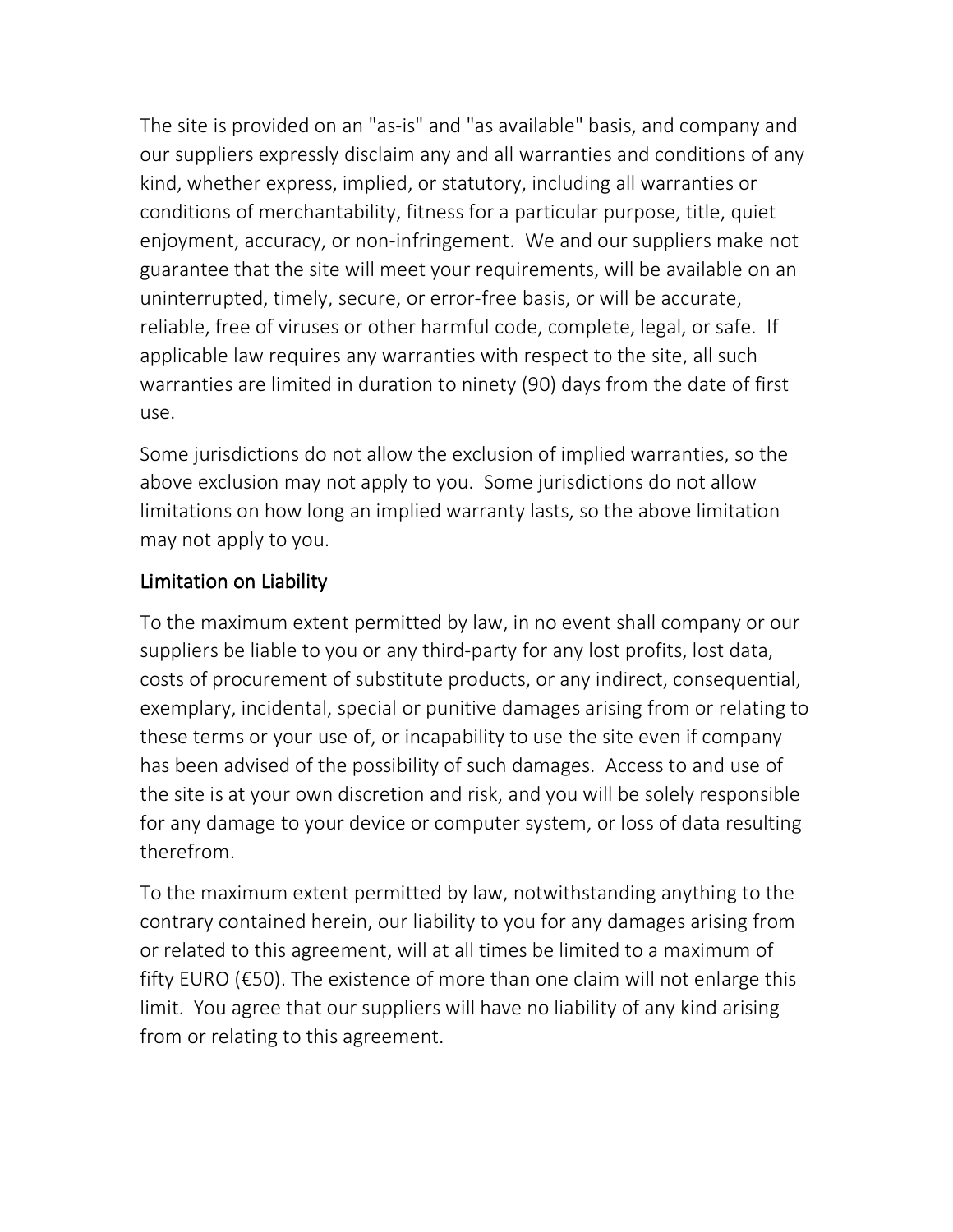The site is provided on an "as-is" and "as available" basis, and company and our suppliers expressly disclaim any and all warranties and conditions of any kind, whether express, implied, or statutory, including all warranties or conditions of merchantability, fitness for a particular purpose, title, quiet enjoyment, accuracy, or non-infringement. We and our suppliers make not guarantee that the site will meet your requirements, will be available on an uninterrupted, timely, secure, or error-free basis, or will be accurate, reliable, free of viruses or other harmful code, complete, legal, or safe. If applicable law requires any warranties with respect to the site, all such warranties are limited in duration to ninety (90) days from the date of first use.

Some jurisdictions do not allow the exclusion of implied warranties, so the above exclusion may not apply to you. Some jurisdictions do not allow limitations on how long an implied warranty lasts, so the above limitation may not apply to you.

## Limitation on Liability

To the maximum extent permitted by law, in no event shall company or our suppliers be liable to you or any third-party for any lost profits, lost data, costs of procurement of substitute products, or any indirect, consequential, exemplary, incidental, special or punitive damages arising from or relating to these terms or your use of, or incapability to use the site even if company has been advised of the possibility of such damages. Access to and use of the site is at your own discretion and risk, and you will be solely responsible for any damage to your device or computer system, or loss of data resulting therefrom.

To the maximum extent permitted by law, notwithstanding anything to the contrary contained herein, our liability to you for any damages arising from or related to this agreement, will at all times be limited to a maximum of fifty EURO (€50). The existence of more than one claim will not enlarge this limit. You agree that our suppliers will have no liability of any kind arising from or relating to this agreement.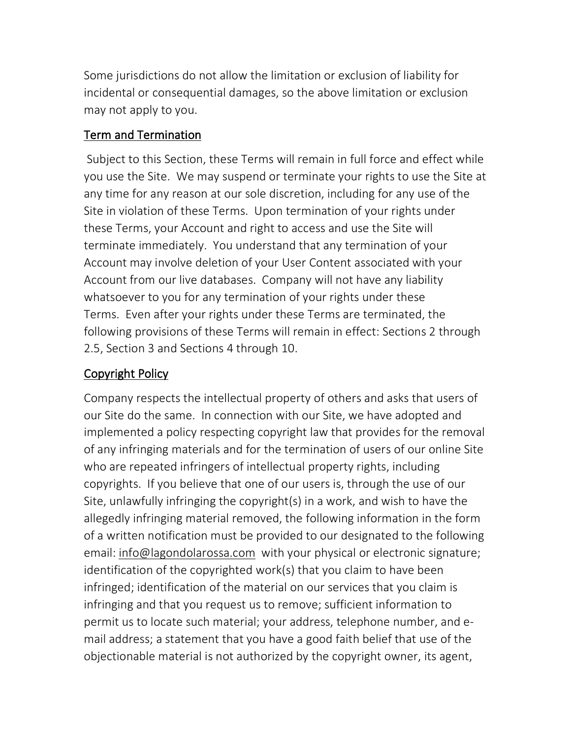Some jurisdictions do not allow the limitation or exclusion of liability for incidental or consequential damages, so the above limitation or exclusion may not apply to you.

## Term and Termination

Subject to this Section, these Terms will remain in full force and effect while you use the Site. We may suspend or terminate your rights to use the Site at any time for any reason at our sole discretion, including for any use of the Site in violation of these Terms. Upon termination of your rights under these Terms, your Account and right to access and use the Site will terminate immediately. You understand that any termination of your Account may involve deletion of your User Content associated with your Account from our live databases. Company will not have any liability whatsoever to you for any termination of your rights under these Terms. Even after your rights under these Terms are terminated, the following provisions of these Terms will remain in effect: Sections 2 through 2.5, Section 3 and Sections 4 through 10.

## Copyright Policy

Company respects the intellectual property of others and asks that users of our Site do the same. In connection with our Site, we have adopted and implemented a policy respecting copyright law that provides for the removal of any infringing materials and for the termination of users of our online Site who are repeated infringers of intellectual property rights, including copyrights. If you believe that one of our users is, through the use of our Site, unlawfully infringing the copyright(s) in a work, and wish to have the allegedly infringing material removed, the following information in the form of a written notification must be provided to our designated to the following email: info@lagondolarossa.com with your physical or electronic signature; identification of the copyrighted work(s) that you claim to have been infringed; identification of the material on our services that you claim is infringing and that you request us to remove; sufficient information to permit us to locate such material; your address, telephone number, and e-mail address; a statement that you have a good faith belief that use of the objectionable material is not authorized by the copyright owner, its agent,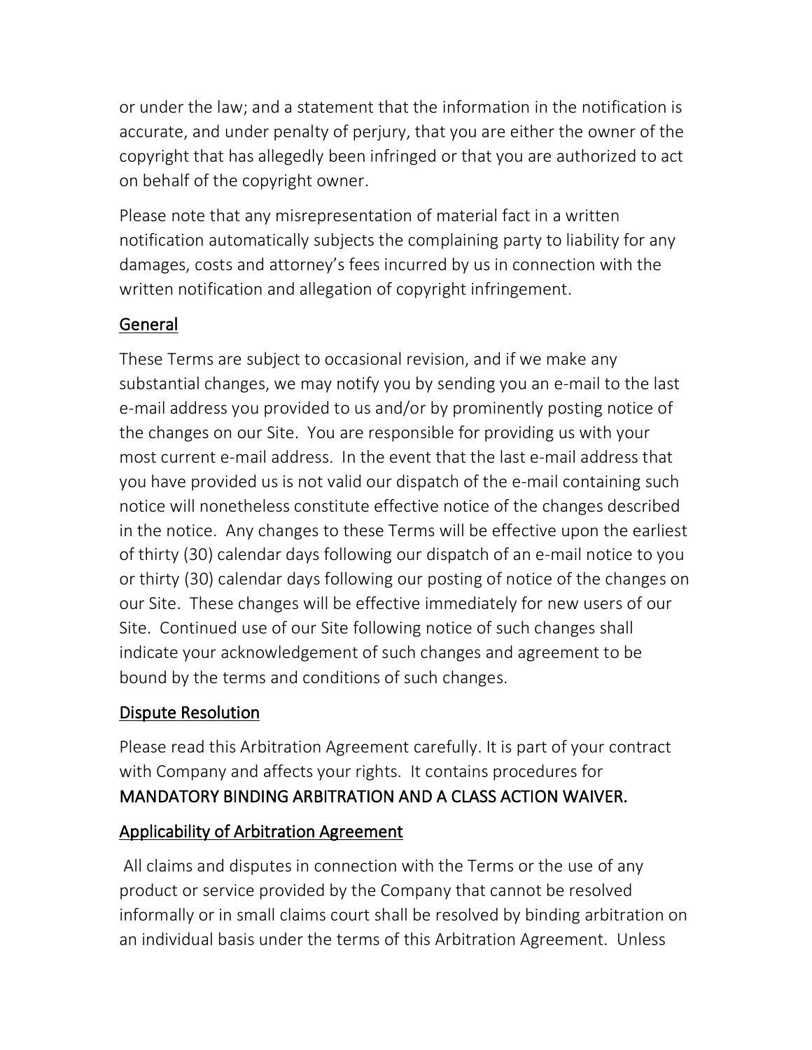or under the law; and a statement that the information in the notification is accurate, and under penalty of perjury, that you are either the owner of the copyright that has allegedly been infringed or that you are authorized to act on behalf of the copyright owner.

Please note that any misrepresentation of material fact in a written notification automatically subjects the complaining party to liability for any damages, costs and attorney's fees incurred by us in connection with the written notification and allegation of copyright infringement.

## General

These Terms are subject to occasional revision, and if we make any substantial changes, we may notify you by sending you an e-mail to the last e-mail address you provided to us and/or by prominently posting notice of the changes on our Site. You are responsible for providing us with your most current e-mail address. In the event that the last e-mail address that you have provided us is not valid our dispatch of the e-mail containing such notice will nonetheless constitute effective notice of the changes described in the notice. Any changes to these Terms will be effective upon the earliest of thirty (30) calendar days following our dispatch of an e-mail notice to you or thirty (30) calendar days following our posting of notice of the changes on our Site. These changes will be effective immediately for new users of our Site. Continued use of our Site following notice of such changes shall indicate your acknowledgement of such changes and agreement to be bound by the terms and conditions of such changes.

## Dispute Resolution

Please read this Arbitration Agreement carefully. It is part of your contract with Company and affects your rights. It contains procedures for MANDATORY BINDING ARBITRATION AND A CLASS ACTION WAIVER.

## Applicability of Arbitration Agreement

All claims and disputes in connection with the Terms or the use of any product or service provided by the Company that cannot be resolved informally or in small claims court shall be resolved by binding arbitration on an individual basis under the terms of this Arbitration Agreement. Unless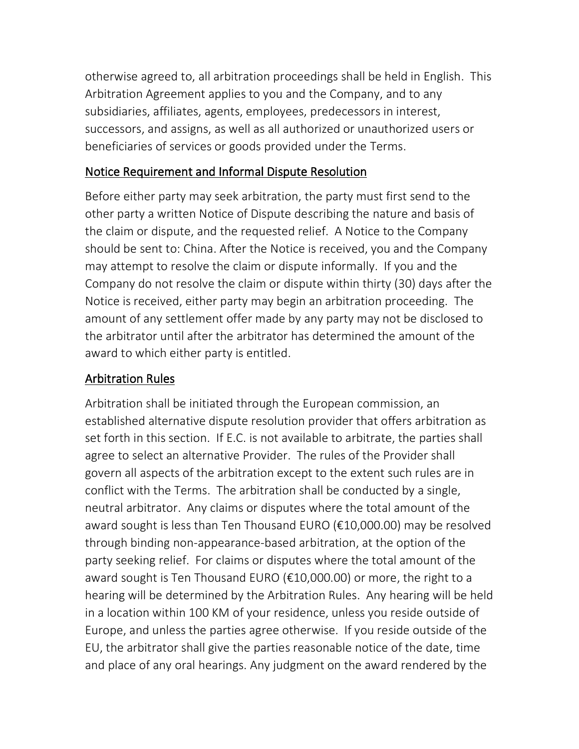otherwise agreed to, all arbitration proceedings shall be held in English. This Arbitration Agreement applies to you and the Company, and to any subsidiaries, affiliates, agents, employees, predecessors in interest, successors, and assigns, as well as all authorized or unauthorized users or beneficiaries of services or goods provided under the Terms.

## Notice Requirement and Informal Dispute Resolution

Before either party may seek arbitration, the party must first send to the other party a written Notice of Dispute describing the nature and basis of the claim or dispute, and the requested relief. A Notice to the Company should be sent to: China. After the Notice is received, you and the Company may attempt to resolve the claim or dispute informally. If you and the Company do not resolve the claim or dispute within thirty (30) days after the Notice is received, either party may begin an arbitration proceeding. The amount of any settlement offer made by any party may not be disclosed to the arbitrator until after the arbitrator has determined the amount of the award to which either party is entitled.

## Arbitration Rules

Arbitration shall be initiated through the European commission, an established alternative dispute resolution provider that offers arbitration as set forth in this section. If E.C. is not available to arbitrate, the parties shall agree to select an alternative Provider. The rules of the Provider shall govern all aspects of the arbitration except to the extent such rules are in conflict with the Terms. The arbitration shall be conducted by a single, neutral arbitrator. Any claims or disputes where the total amount of the award sought is less than Ten Thousand EURO (€10,000.00) may be resolved through binding non-appearance-based arbitration, at the option of the party seeking relief. For claims or disputes where the total amount of the award sought is Ten Thousand EURO (€10,000.00) or more, the right to a hearing will be determined by the Arbitration Rules. Any hearing will be held in a location within 100 KM of your residence, unless you reside outside of Europe, and unless the parties agree otherwise. If you reside outside of the EU, the arbitrator shall give the parties reasonable notice of the date, time and place of any oral hearings. Any judgment on the award rendered by the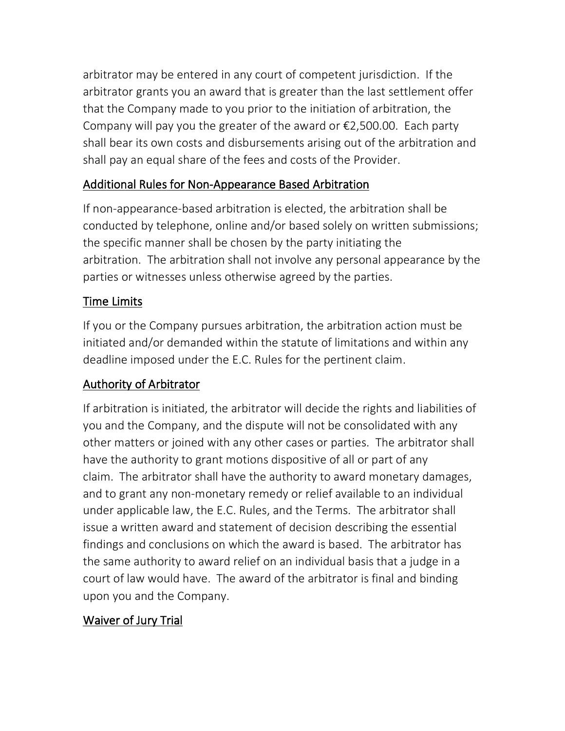arbitrator may be entered in any court of competent jurisdiction. If the arbitrator grants you an award that is greater than the last settlement offer that the Company made to you prior to the initiation of arbitration, the Company will pay you the greater of the award or €2,500.00. Each party shall bear its own costs and disbursements arising out of the arbitration and shall pay an equal share of the fees and costs of the Provider.

## Additional Rules for Non-Appearance Based Arbitration

If non-appearance-based arbitration is elected, the arbitration shall be conducted by telephone, online and/or based solely on written submissions; the specific manner shall be chosen by the party initiating the arbitration. The arbitration shall not involve any personal appearance by the parties or witnesses unless otherwise agreed by the parties.

## Time Limits

If you or the Company pursues arbitration, the arbitration action must be initiated and/or demanded within the statute of limitations and within any deadline imposed under the E.C. Rules for the pertinent claim.

## Authority of Arbitrator

If arbitration is initiated, the arbitrator will decide the rights and liabilities of you and the Company, and the dispute will not be consolidated with any other matters or joined with any other cases or parties. The arbitrator shall have the authority to grant motions dispositive of all or part of any claim. The arbitrator shall have the authority to award monetary damages, and to grant any non-monetary remedy or relief available to an individual under applicable law, the E.C. Rules, and the Terms. The arbitrator shall issue a written award and statement of decision describing the essential findings and conclusions on which the award is based. The arbitrator has the same authority to award relief on an individual basis that a judge in a court of law would have. The award of the arbitrator is final and binding upon you and the Company.

## Waiver of Jury Trial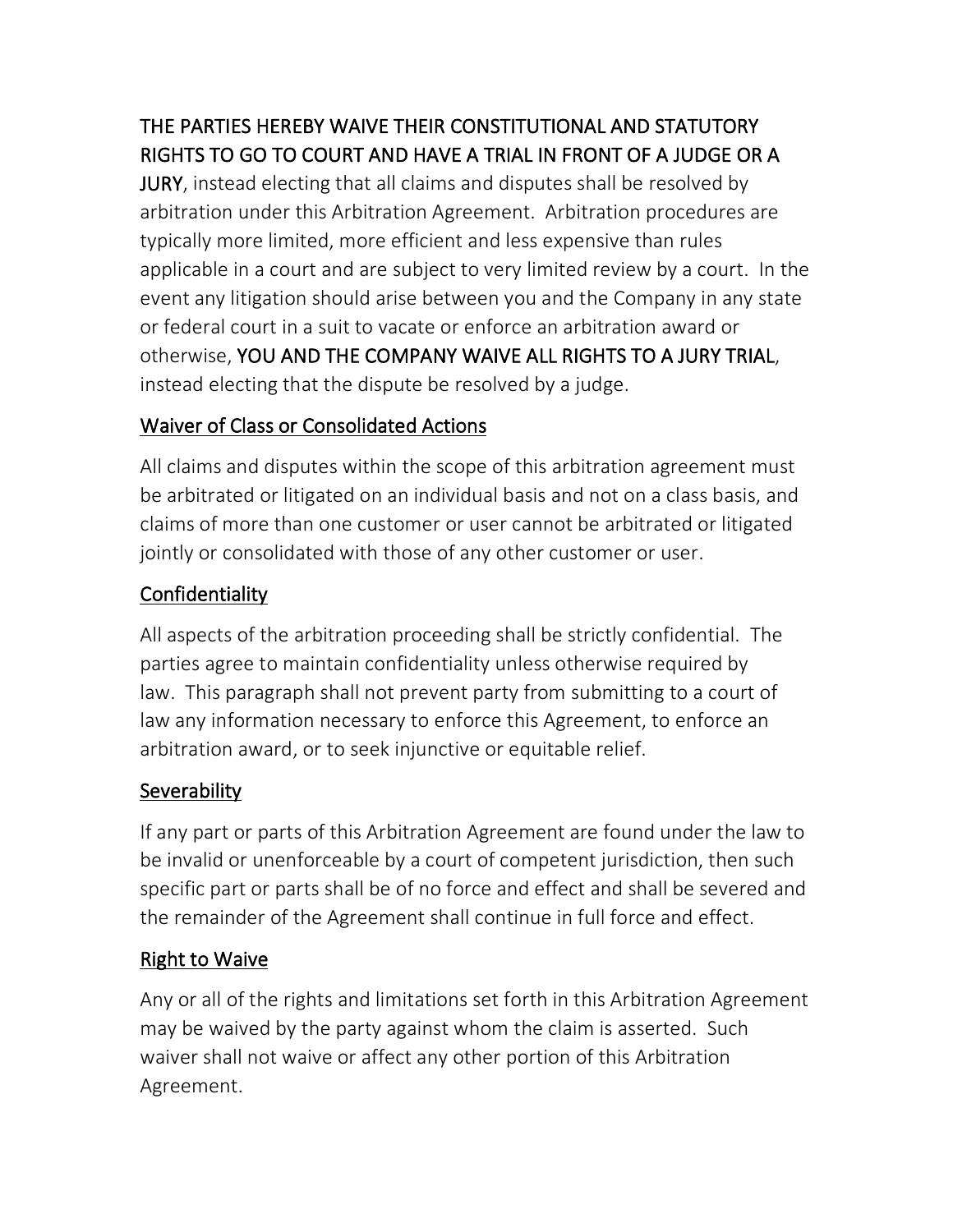**THE PARTIES HEREBY WAIVE THEIR CONSTITUTIONAL AND STATUTORY RIGHTS TO GO TO COURT AND HAVE A TRIAL IN FRONT OF A JUDGE OR A JURY**, instead electing that all claims and disputes shall be resolved by arbitration under this Arbitration Agreement. Arbitration procedures are typically more limited, more efficient and less expensive than rules applicable in a court and are subject to very limited review by a court. In the event any litigation should arise between you and the Company in any state or federal court in a suit to vacate or enforce an arbitration award or otherwise, **YOU AND THE COMPANY WAIVE ALL RIGHTS TO A JURY TRIAL**, instead electing that the dispute be resolved by a judge.

## Waiver of Class or Consolidated Actions

All claims and disputes within the scope of this arbitration agreement must be arbitrated or litigated on an individual basis and not on a class basis, and claims of more than one customer or user cannot be arbitrated or litigated jointly or consolidated with those of any other customer or user.

## Confidentiality

All aspects of the arbitration proceeding shall be strictly confidential. The parties agree to maintain confidentiality unless otherwise required by law. This paragraph shall not prevent party from submitting to a court of law any information necessary to enforce this Agreement, to enforce an arbitration award, or to seek injunctive or equitable relief.

## Severability

If any part or parts of this Arbitration Agreement are found under the law to be invalid or unenforceable by a court of competent jurisdiction, then such specific part or parts shall be of no force and effect and shall be severed and the remainder of the Agreement shall continue in full force and effect.

## Right to Waive

Any or all of the rights and limitations set forth in this Arbitration Agreement may be waived by the party against whom the claim is asserted. Such waiver shall not waive or affect any other portion of this Arbitration Agreement.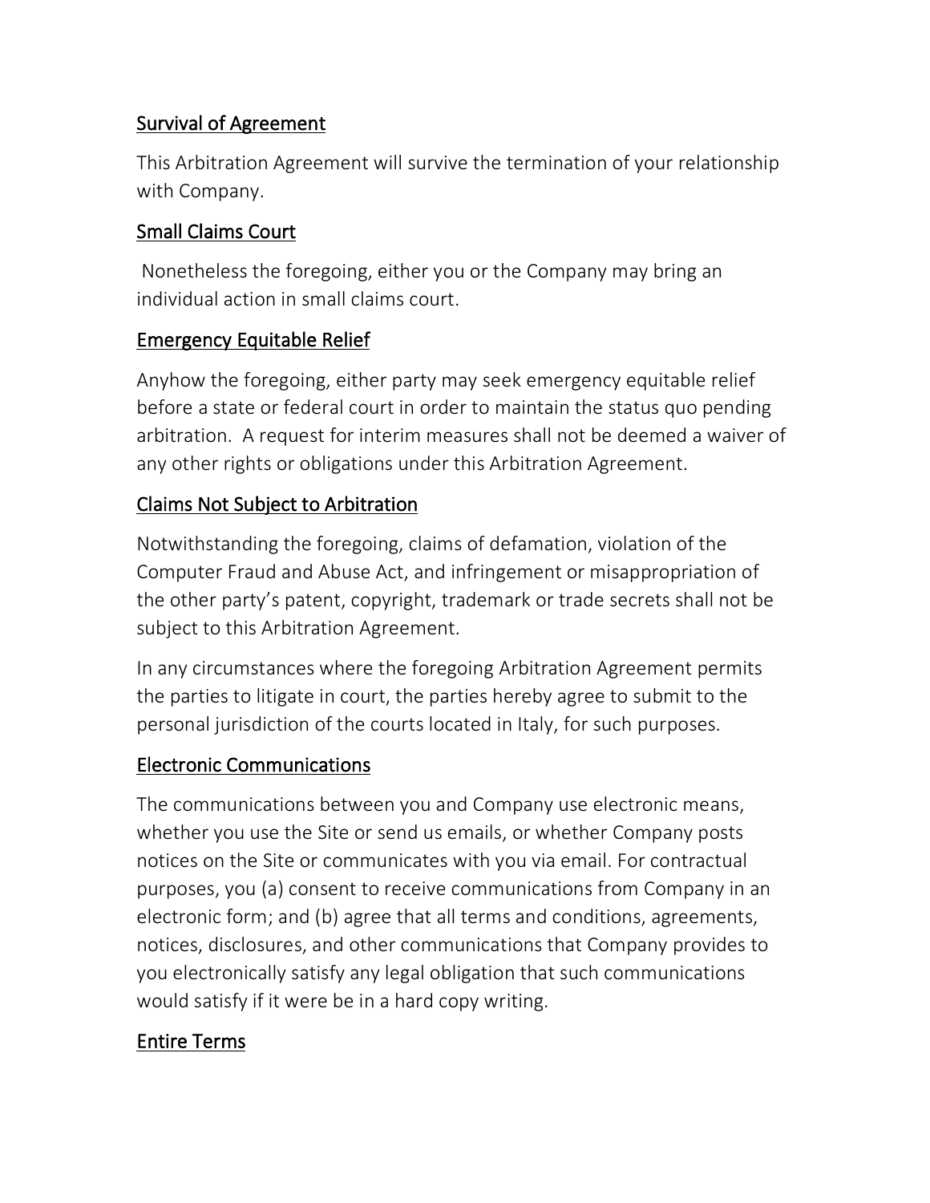## Survival of Agreement

This Arbitration Agreement will survive the termination of your relationship with Company.

## Small Claims Court

Nonetheless the foregoing, either you or the Company may bring an individual action in small claims court.

## Emergency Equitable Relief

Anyhow the foregoing, either party may seek emergency equitable relief before a state or federal court in order to maintain the status quo pending arbitration. A request for interim measures shall not be deemed a waiver of any other rights or obligations under this Arbitration Agreement.

## Claims Not Subject to Arbitration

Notwithstanding the foregoing, claims of defamation, violation of the Computer Fraud and Abuse Act, and infringement or misappropriation of the other party's patent, copyright, trademark or trade secrets shall not be subject to this Arbitration Agreement.

In any circumstances where the foregoing Arbitration Agreement permits the parties to litigate in court, the parties hereby agree to submit to the personal jurisdiction of the courts located in Italy, for such purposes.

## Electronic Communications

The communications between you and Company use electronic means, whether you use the Site or send us emails, or whether Company posts notices on the Site or communicates with you via email. For contractual purposes, you (a) consent to receive communications from Company in an electronic form; and (b) agree that all terms and conditions, agreements, notices, disclosures, and other communications that Company provides to you electronically satisfy any legal obligation that such communications would satisfy if it were be in a hard copy writing.

## Entire Terms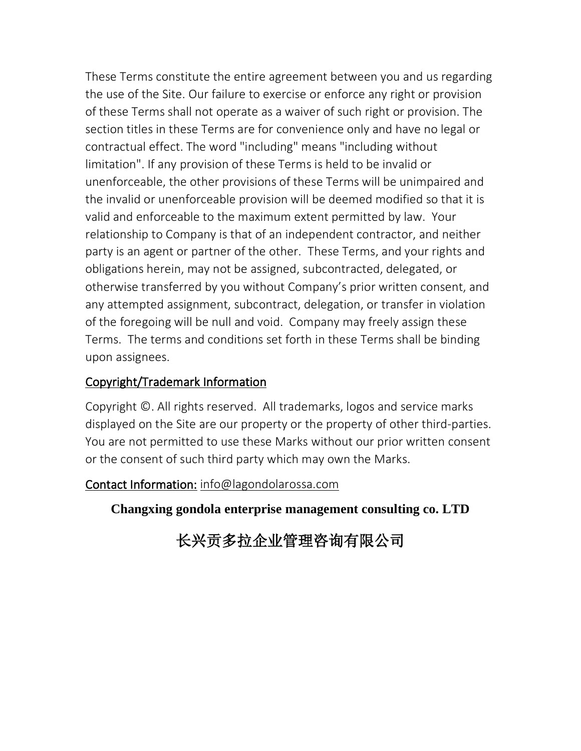These Terms constitute the entire agreement between you and us regarding the use of the Site. Our failure to exercise or enforce any right or provision of these Terms shall not operate as a waiver of such right or provision. The section titles in these Terms are for convenience only and have no legal or contractual effect. The word "including" means "including without limitation". If any provision of these Terms is held to be invalid or unenforceable, the other provisions of these Terms will be unimpaired and the invalid or unenforceable provision will be deemed modified so that it is valid and enforceable to the maximum extent permitted by law. Your relationship to Company is that of an independent contractor, and neither party is an agent or partner of the other. These Terms, and your rights and obligations herein, may not be assigned, subcontracted, delegated, or otherwise transferred by you without Company's prior written consent, and any attempted assignment, subcontract, delegation, or transfer in violation of the foregoing will be null and void. Company may freely assign these Terms. The terms and conditions set forth in these Terms shall be binding upon assignees.

## Copyright/Trademark Information

Copyright ©. All rights reserved. All trademarks, logos and service marks displayed on the Site are our property or the property of other third-parties. You are not permitted to use these Marks without our prior written consent or the consent of such third party which may own the Marks.

**Contact Information:** info@lagondolarossa.com

**Changxing gondola enterprise management consulting co. LTD**

**长兴贡多拉企业管理咨询有限公司**